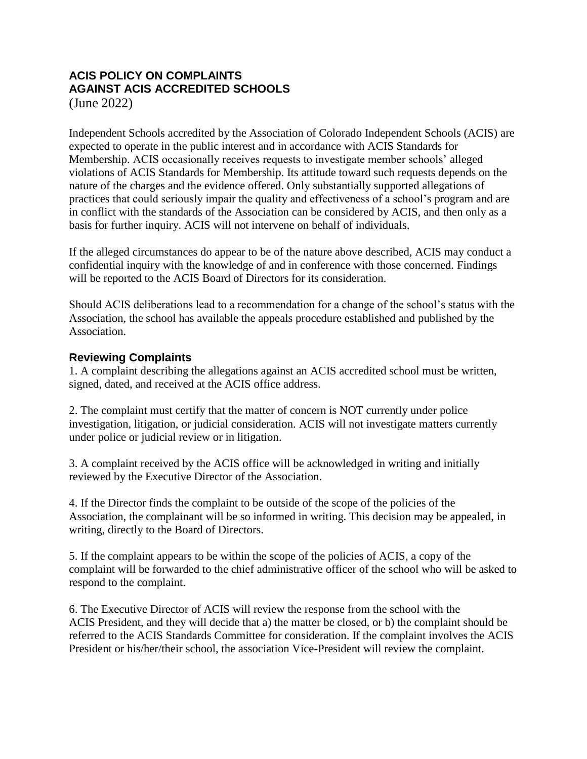# ACIS POLICY ON COMPLAINTS AGAINST ACIS ACCREDITED SCHOOLS

(June 2022)

Independent Schools accredited by the Association of Colorado Independent Schools (ACIS) are expected to operate in the public interest and in accordance with ACIS Standards for Membership. ACIS occasionally receives requests to investigate member schools' alleged violations of ACIS Standards for Membership. Its attitude toward such requests depends on the nature of the charges and the evidence offered. Only substantially supported allegations of practices that could seriously impair the quality and effectiveness of a school's program and are in conflict with the standards of the Association can be considered by ACIS, and then only as a basis for further inquiry. ACIS will not intervene on behalf of individuals.

If the alleged circumstances do appear to be of the nature above described, ACIS may conduct a confidential inquiry with the knowledge of and in conference with those concerned. Findings will be reported to the ACIS Board of Directors for its consideration.

Should ACIS deliberations lead to a recommendation for a change of the school's status with the Association, the school has available the appeals procedure established and published by the Association.

## Reviewing Complaints

1. A complaint describing the allegations against an ACIS accredited school must be written, signed, dated, and received at the ACIS office address.

2. The complaint must certify that the matter of concern is NOT currently under police investigation, litigation, or judicial consideration. ACIS will not investigate matters currently under police or judicial review or in litigation.

3. A complaint received by the ACIS office will be acknowledged in writing and initially reviewed by the Executive Director of the Association.

4. If the Director finds the complaint to be outside of the scope of the policies of the Association, the complainant will be so informed in writing. This decision may be appealed, in writing, directly to the Board of Directors.

5. If the complaint appears to be within the scope of the policies of ACIS, a copy of the complaint will be forwarded to the chief administrative officer of the school who will be asked to respond to the complaint.

6. The Executive Director of ACIS will review the response from the school with the ACIS President, and they will decide that a) the matter be closed, or b) the complaint should be referred to the ACIS Standards Committee for consideration. If the complaint involves the ACIS President or his/her/their school, the association Vice-President will review the complaint.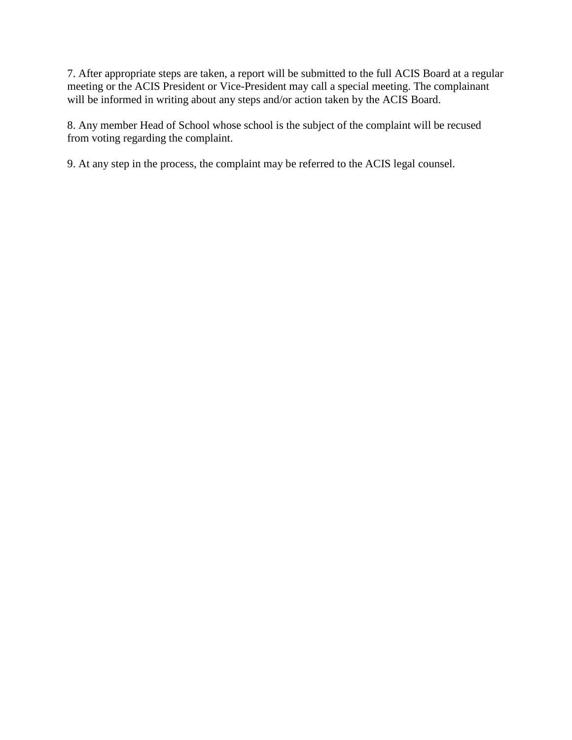7. After appropriate steps are taken, a report will be submitted to the full ACIS Board at a regular meeting or the ACIS President or Vice-President may call a special meeting. The complainant will be informed in writing about any steps and/or action taken by the ACIS Board.

8. Any member Head of School whose school is the subject of the complaint will be recused from voting regarding the complaint.

9. At any step in the process, the complaint may be referred to the ACIS legal counsel.